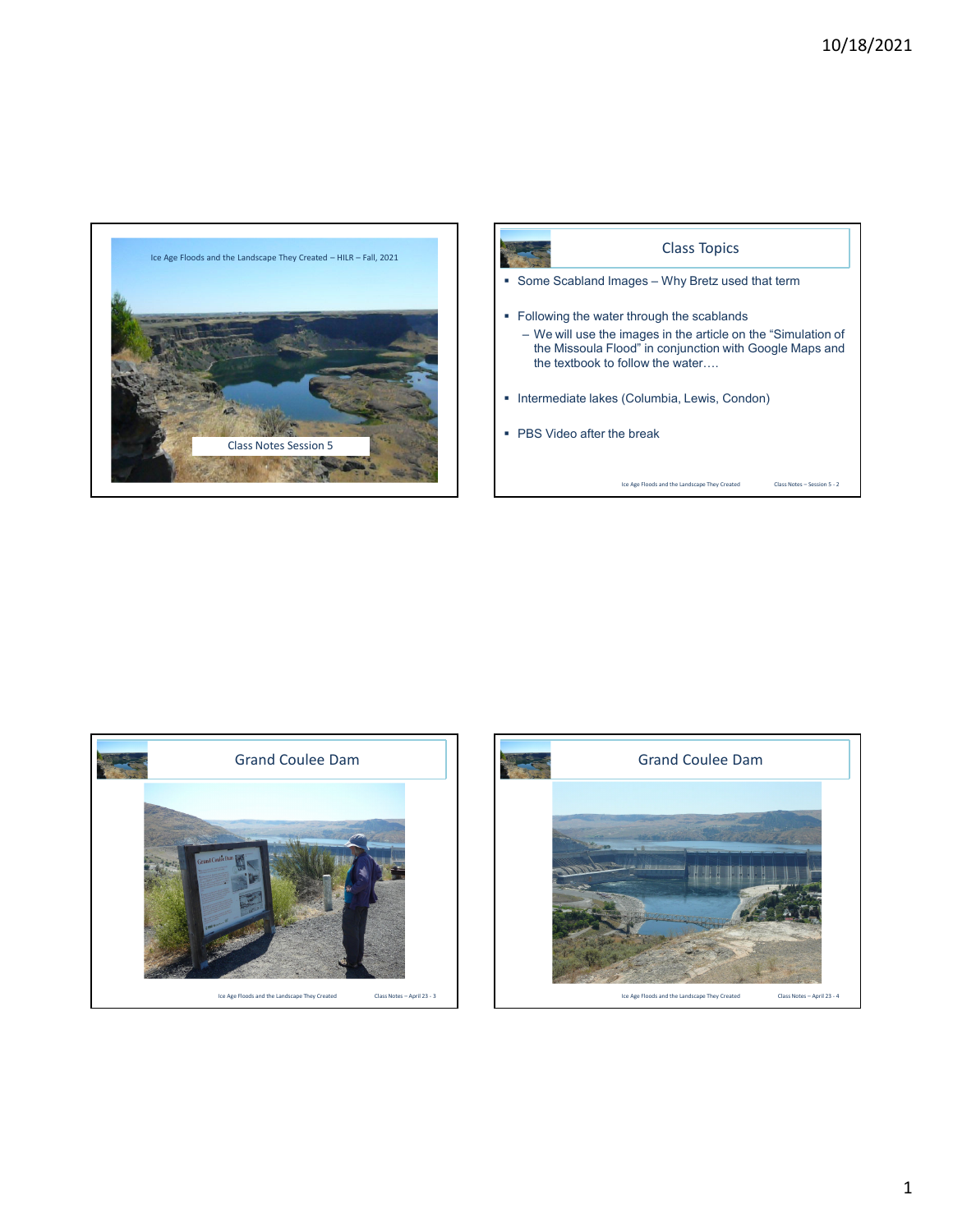Ice Age Floods and the Landscape They Created – HILR – Fall, 2021

Class Notes Session 5

## Class Topics

- Some Scabland Images – Why Bretz used that term
- Following the water through the scablands
  - We will use the images in the article on the "Simulation of the Missoula Flood" in conjunction with Google Maps and the textbook to follow the water….
- Intermediate lakes (Columbia, Lewis, Condon)
- PBS Video after the break

## Grand Coulee Dam

## Grand Coulee Dam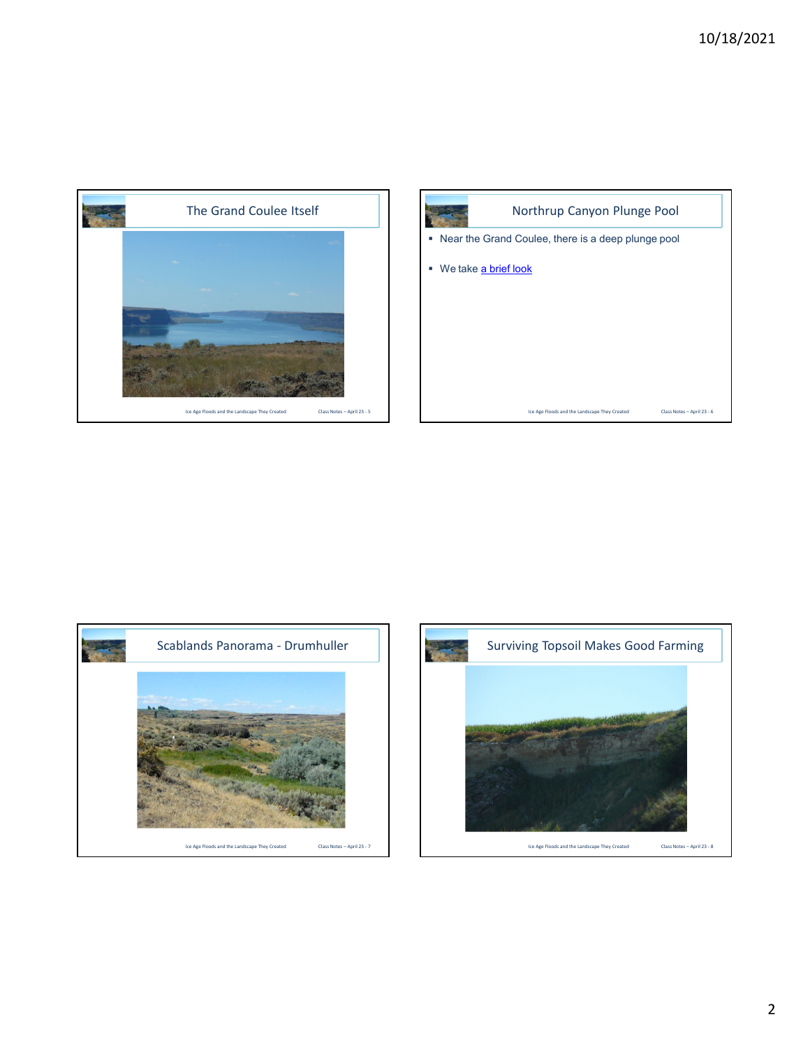## The Grand Coulee Itself

## Northrup Canyon Plunge Pool

- Near the Grand Coulee, there is a deep plunge pool
- We take a brief look

## Scablands Panorama - Drumhuller

## Surviving Topsoil Makes Good Farming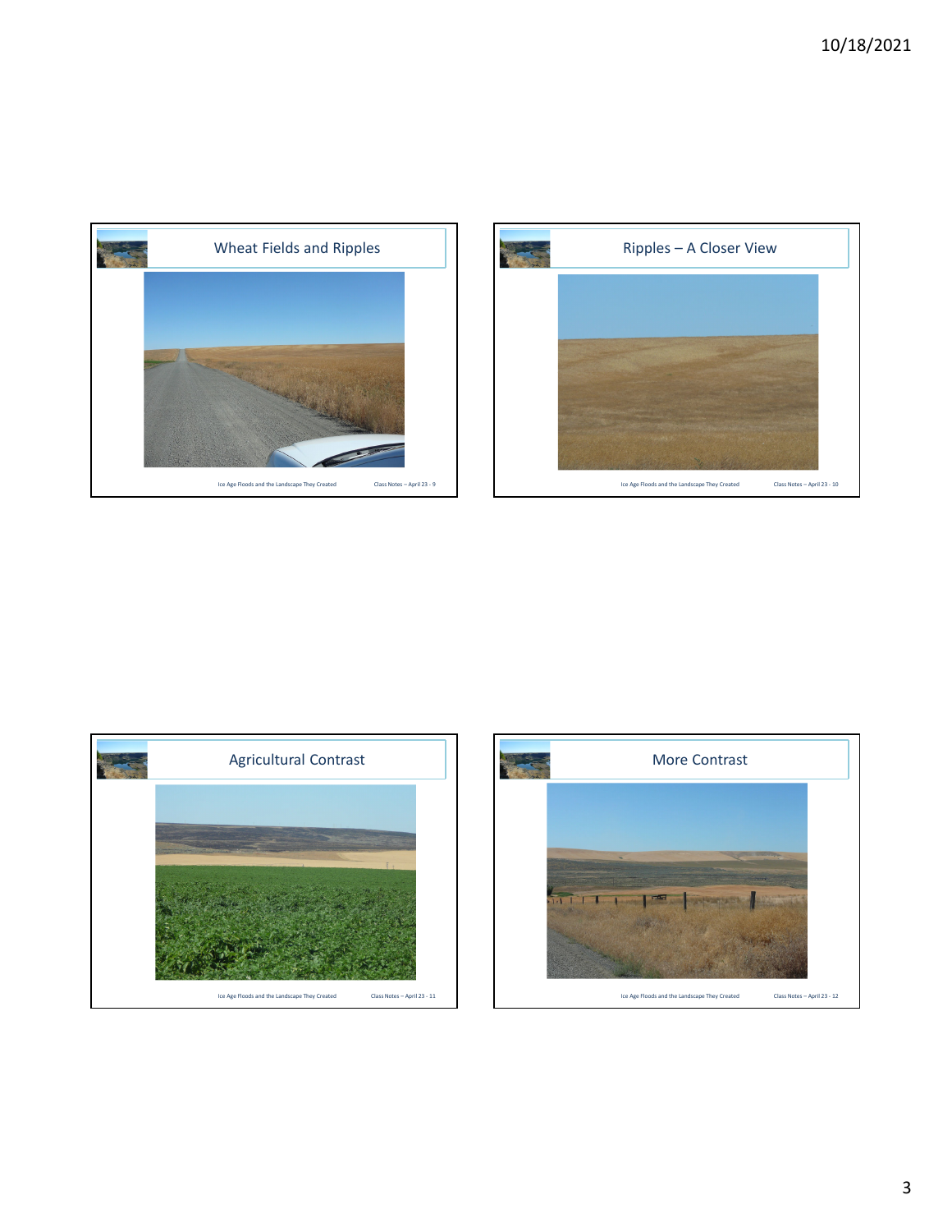## Wheat Fields and Ripples

## Ripples – A Closer View

## Agricultural Contrast

## More Contrast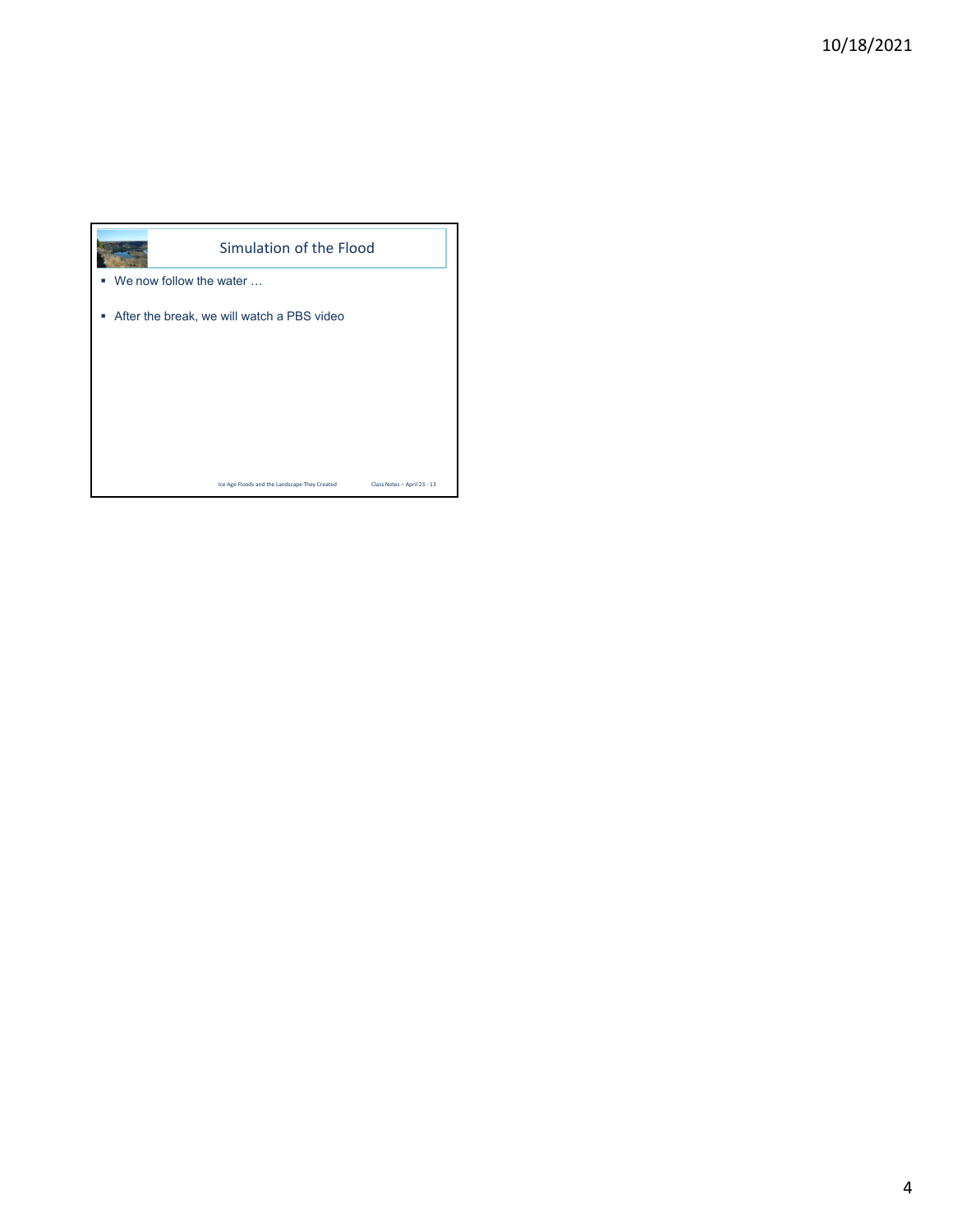## Simulation of the Flood

- We now follow the water …
- After the break, we will watch a PBS video